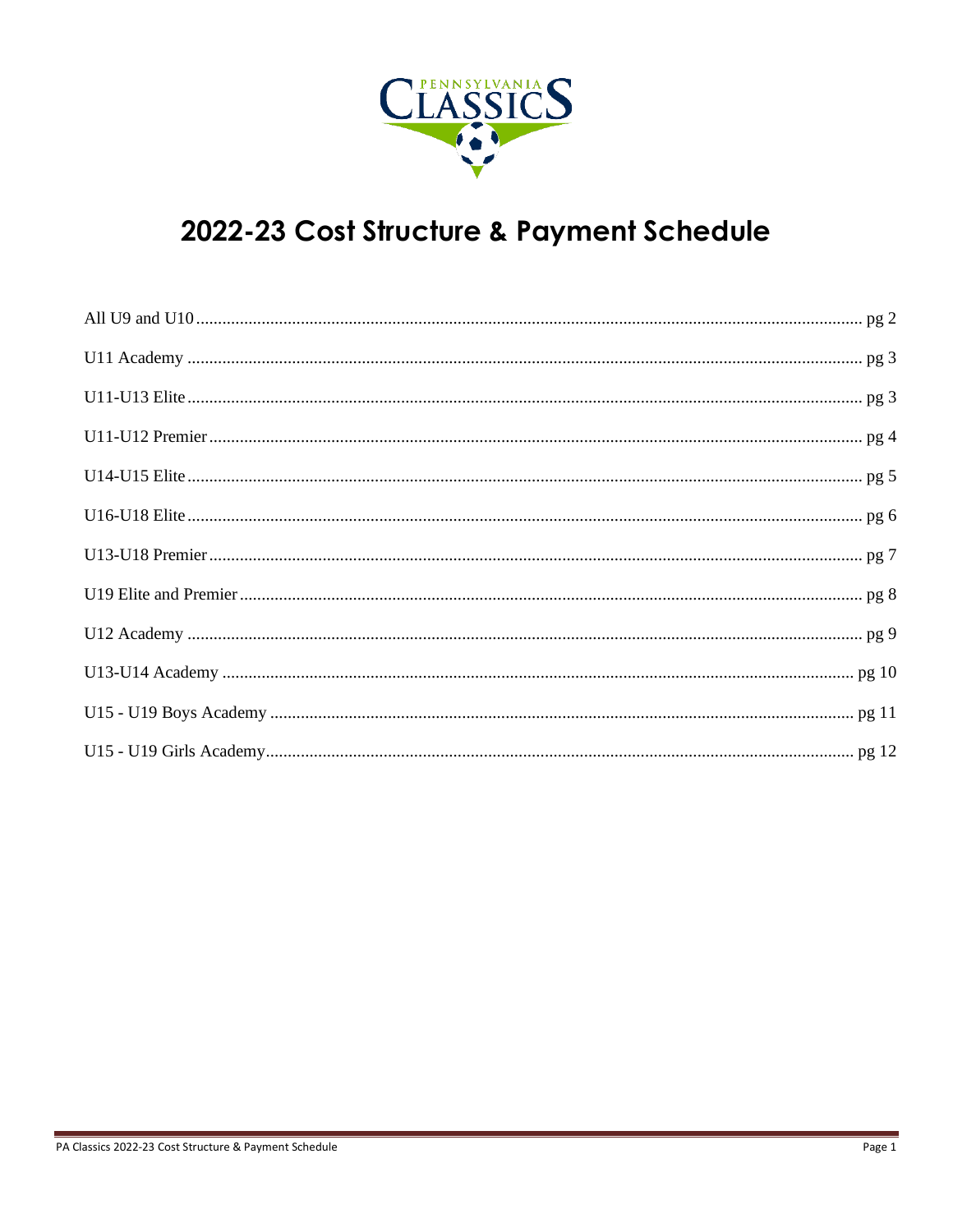PENNSYLVANIA CLASSICS

# 2022-23 Cost Structure & Payment Schedule

| | |
|---|---|
| All U9 and U10 | pg 2 |
| U11 Academy | pg 3 |
| U11-U13 Elite | pg 3 |
| U11-U12 Premier | pg 4 |
| U14-U15 Elite | pg 5 |
| U16-U18 Elite | pg 6 |
| U13-U18 Premier | pg 7 |
| U19 Elite and Premier | pg 8 |
| U12 Academy | pg 9 |
| U13-U14 Academy | pg 10 |
| U15 - U19 Boys Academy | pg 11 |
| U15 - U19 Girls Academy | pg 12 |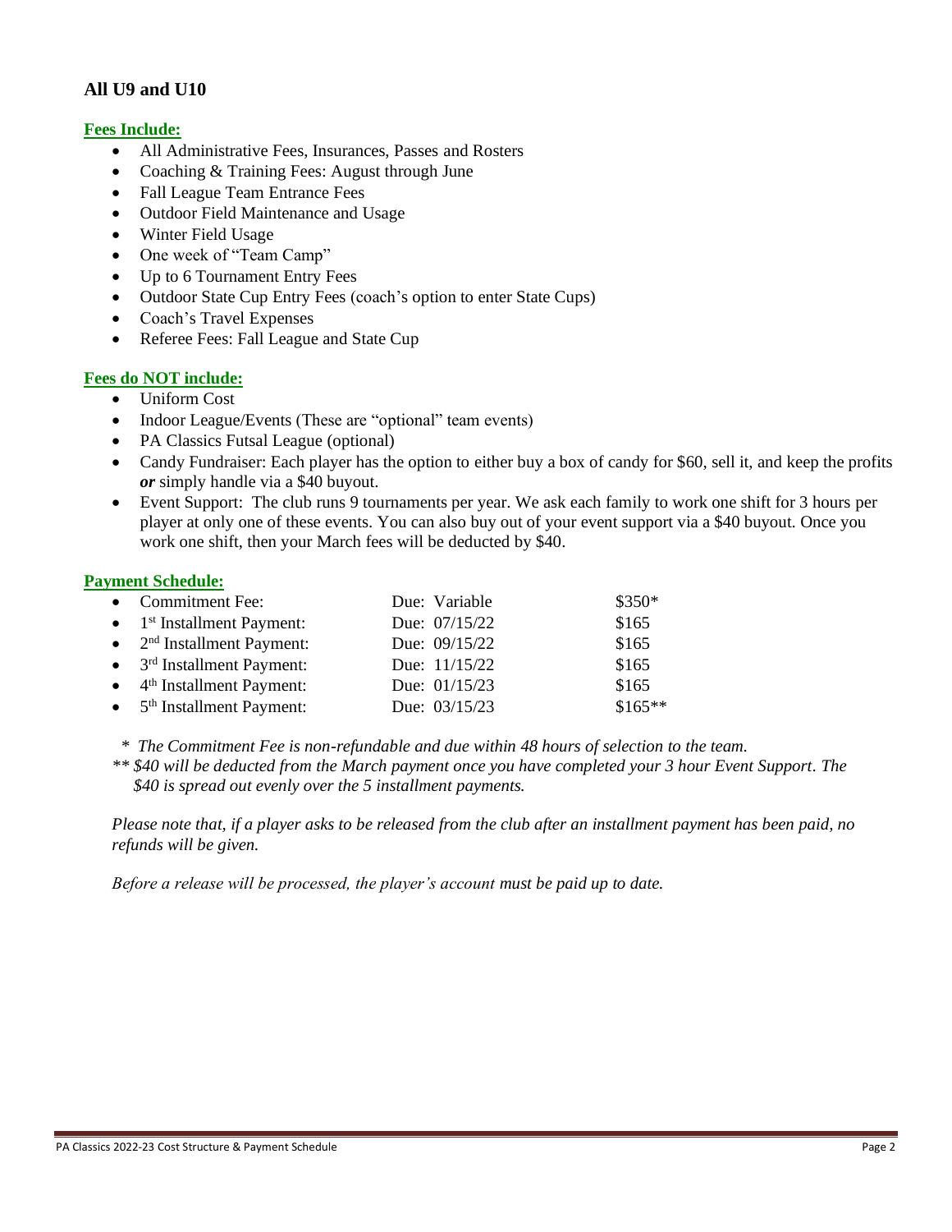## All U9 and U10

**Fees Include:**

- All Administrative Fees, Insurances, Passes and Rosters
- Coaching & Training Fees: August through June
- Fall League Team Entrance Fees
- Outdoor Field Maintenance and Usage
- Winter Field Usage
- One week of "Team Camp"
- Up to 6 Tournament Entry Fees
- Outdoor State Cup Entry Fees (coach's option to enter State Cups)
- Coach's Travel Expenses
- Referee Fees: Fall League and State Cup

**Fees do NOT include:**

- Uniform Cost
- Indoor League/Events (These are "optional" team events)
- PA Classics Futsal League (optional)
- Candy Fundraiser: Each player has the option to either buy a box of candy for $60, sell it, and keep the profits ***or*** simply handle via a $40 buyout.
- Event Support: The club runs 9 tournaments per year. We ask each family to work one shift for 3 hours per player at only one of these events. You can also buy out of your event support via a $40 buyout. Once you work one shift, then your March fees will be deducted by $40.

**Payment Schedule:**

| Payment | Due | Amount |
|---|---|---|
| Commitment Fee: | Due: Variable | $350* |
| 1st Installment Payment: | Due: 07/15/22 | $165 |
| 2nd Installment Payment: | Due: 09/15/22 | $165 |
| 3rd Installment Payment: | Due: 11/15/22 | $165 |
| 4th Installment Payment: | Due: 01/15/23 | $165 |
| 5th Installment Payment: | Due: 03/15/23 | $165** |

*\* The Commitment Fee is non-refundable and due within 48 hours of selection to the team.*

*\*\* $40 will be deducted from the March payment once you have completed your 3 hour Event Support. The $40 is spread out evenly over the 5 installment payments.*

*Please note that, if a player asks to be released from the club after an installment payment has been paid, no refunds will be given.*

*Before a release will be processed, the player's account must be paid up to date.*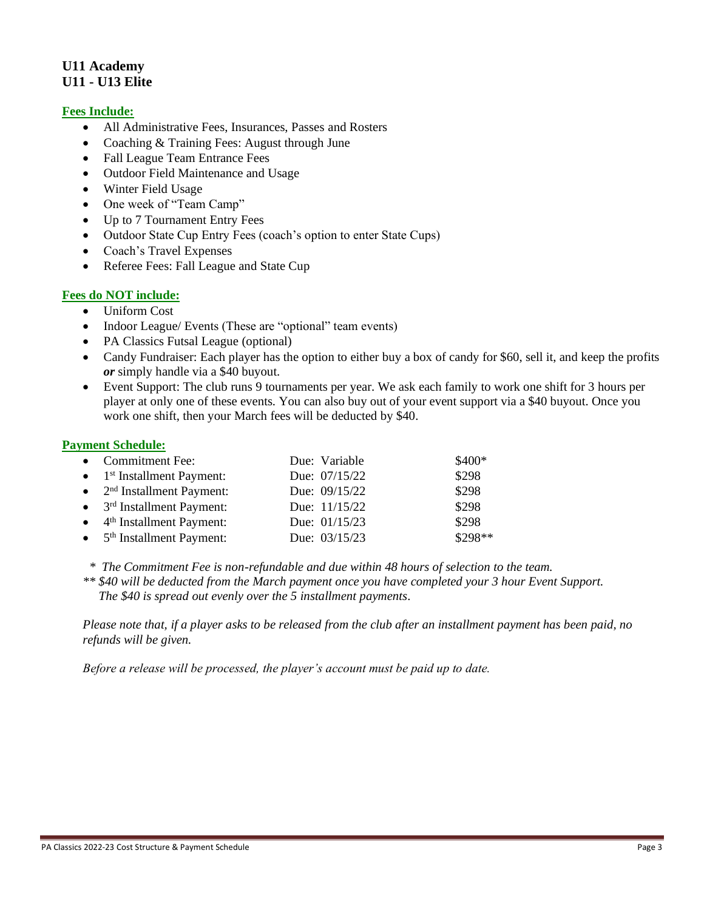## U11 Academy
## U11 - U13 Elite

**Fees Include:**

- All Administrative Fees, Insurances, Passes and Rosters
- Coaching & Training Fees: August through June
- Fall League Team Entrance Fees
- Outdoor Field Maintenance and Usage
- Winter Field Usage
- One week of "Team Camp"
- Up to 7 Tournament Entry Fees
- Outdoor State Cup Entry Fees (coach's option to enter State Cups)
- Coach's Travel Expenses
- Referee Fees: Fall League and State Cup

**Fees do NOT include:**

- Uniform Cost
- Indoor League/ Events (These are "optional" team events)
- PA Classics Futsal League (optional)
- Candy Fundraiser: Each player has the option to either buy a box of candy for $60, sell it, and keep the profits ***or*** simply handle via a $40 buyout.
- Event Support: The club runs 9 tournaments per year. We ask each family to work one shift for 3 hours per player at only one of these events. You can also buy out of your event support via a $40 buyout. Once you work one shift, then your March fees will be deducted by $40.

**Payment Schedule:**

| Payment | Due | Amount |
|---|---|---|
| Commitment Fee: | Due: Variable | $400* |
| 1st Installment Payment: | Due: 07/15/22 | $298 |
| 2nd Installment Payment: | Due: 09/15/22 | $298 |
| 3rd Installment Payment: | Due: 11/15/22 | $298 |
| 4th Installment Payment: | Due: 01/15/23 | $298 |
| 5th Installment Payment: | Due: 03/15/23 | $298** |

*\* The Commitment Fee is non-refundable and due within 48 hours of selection to the team.*

*\*\* $40 will be deducted from the March payment once you have completed your 3 hour Event Support. The $40 is spread out evenly over the 5 installment payments.*

*Please note that, if a player asks to be released from the club after an installment payment has been paid, no refunds will be given.*

*Before a release will be processed, the player's account must be paid up to date.*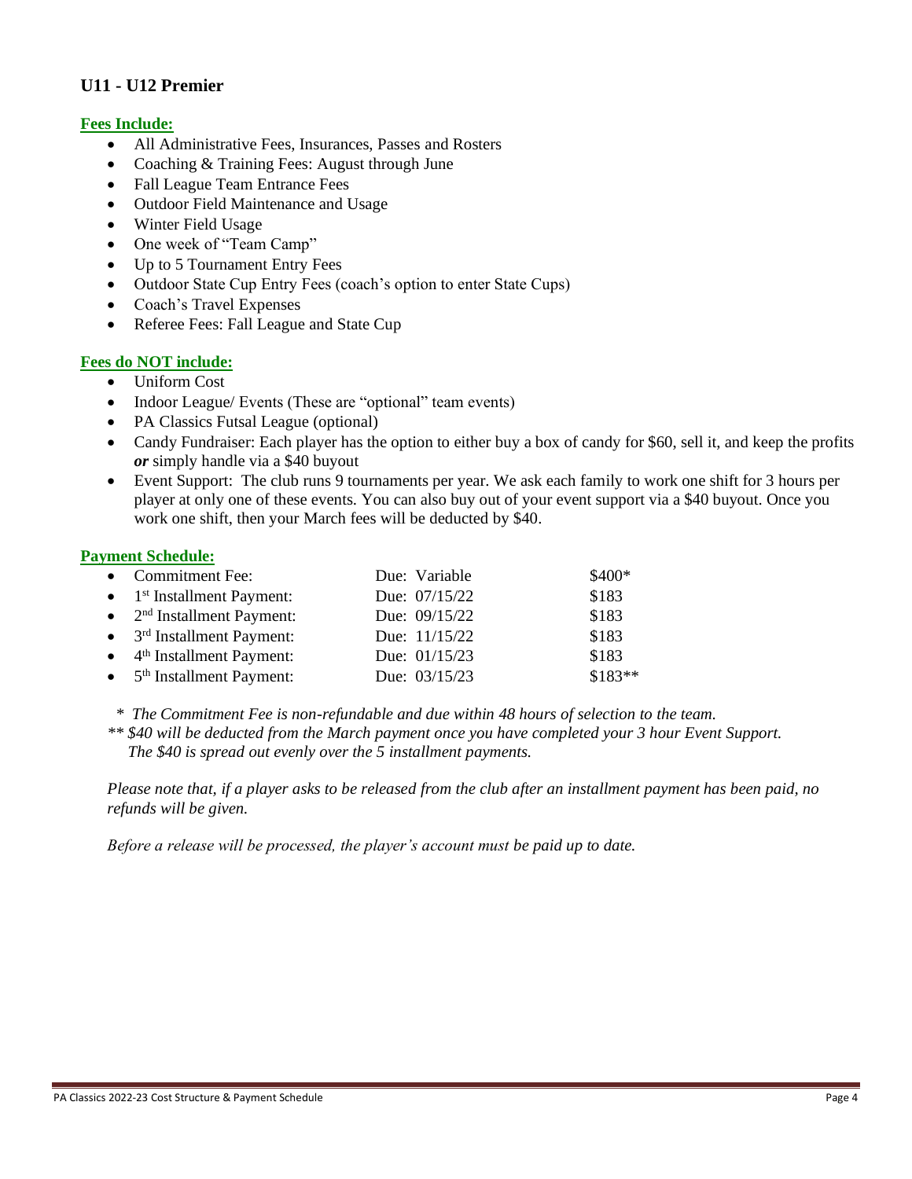## U11 - U12 Premier

**Fees Include:**

- All Administrative Fees, Insurances, Passes and Rosters
- Coaching & Training Fees: August through June
- Fall League Team Entrance Fees
- Outdoor Field Maintenance and Usage
- Winter Field Usage
- One week of "Team Camp"
- Up to 5 Tournament Entry Fees
- Outdoor State Cup Entry Fees (coach's option to enter State Cups)
- Coach's Travel Expenses
- Referee Fees: Fall League and State Cup

**Fees do NOT include:**

- Uniform Cost
- Indoor League/ Events (These are "optional" team events)
- PA Classics Futsal League (optional)
- Candy Fundraiser: Each player has the option to either buy a box of candy for $60, sell it, and keep the profits ***or*** simply handle via a $40 buyout
- Event Support: The club runs 9 tournaments per year. We ask each family to work one shift for 3 hours per player at only one of these events. You can also buy out of your event support via a $40 buyout. Once you work one shift, then your March fees will be deducted by $40.

**Payment Schedule:**

| Payment | Due | Amount |
|---|---|---|
| Commitment Fee: | Due: Variable | $400* |
| 1st Installment Payment: | Due: 07/15/22 | $183 |
| 2nd Installment Payment: | Due: 09/15/22 | $183 |
| 3rd Installment Payment: | Due: 11/15/22 | $183 |
| 4th Installment Payment: | Due: 01/15/23 | $183 |
| 5th Installment Payment: | Due: 03/15/23 | $183** |

*\* The Commitment Fee is non-refundable and due within 48 hours of selection to the team.*
*\*\* $40 will be deducted from the March payment once you have completed your 3 hour Event Support. The $40 is spread out evenly over the 5 installment payments.*

*Please note that, if a player asks to be released from the club after an installment payment has been paid, no refunds will be given.*

*Before a release will be processed, the player's account must be paid up to date.*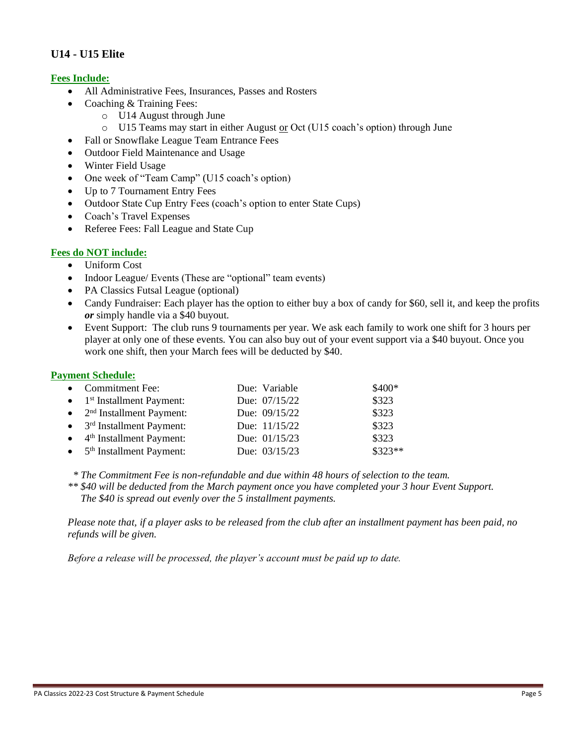## U14 - U15 Elite

**Fees Include:**

- All Administrative Fees, Insurances, Passes and Rosters
- Coaching & Training Fees:
  - U14 August through June
  - U15 Teams may start in either August or Oct (U15 coach's option) through June
- Fall or Snowflake League Team Entrance Fees
- Outdoor Field Maintenance and Usage
- Winter Field Usage
- One week of "Team Camp" (U15 coach's option)
- Up to 7 Tournament Entry Fees
- Outdoor State Cup Entry Fees (coach's option to enter State Cups)
- Coach's Travel Expenses
- Referee Fees: Fall League and State Cup

**Fees do NOT include:**

- Uniform Cost
- Indoor League/ Events (These are "optional" team events)
- PA Classics Futsal League (optional)
- Candy Fundraiser: Each player has the option to either buy a box of candy for $60, sell it, and keep the profits ***or*** simply handle via a $40 buyout.
- Event Support: The club runs 9 tournaments per year. We ask each family to work one shift for 3 hours per player at only one of these events. You can also buy out of your event support via a $40 buyout. Once you work one shift, then your March fees will be deducted by $40.

**Payment Schedule:**

| Payment | Due | Amount |
|---|---|---|
| Commitment Fee: | Due: Variable | $400* |
| 1st Installment Payment: | Due: 07/15/22 | $323 |
| 2nd Installment Payment: | Due: 09/15/22 | $323 |
| 3rd Installment Payment: | Due: 11/15/22 | $323 |
| 4th Installment Payment: | Due: 01/15/23 | $323 |
| 5th Installment Payment: | Due: 03/15/23 | $323** |

*\* The Commitment Fee is non-refundable and due within 48 hours of selection to the team.*
*\*\* $40 will be deducted from the March payment once you have completed your 3 hour Event Support. The $40 is spread out evenly over the 5 installment payments.*

*Please note that, if a player asks to be released from the club after an installment payment has been paid, no refunds will be given.*

*Before a release will be processed, the player's account must be paid up to date.*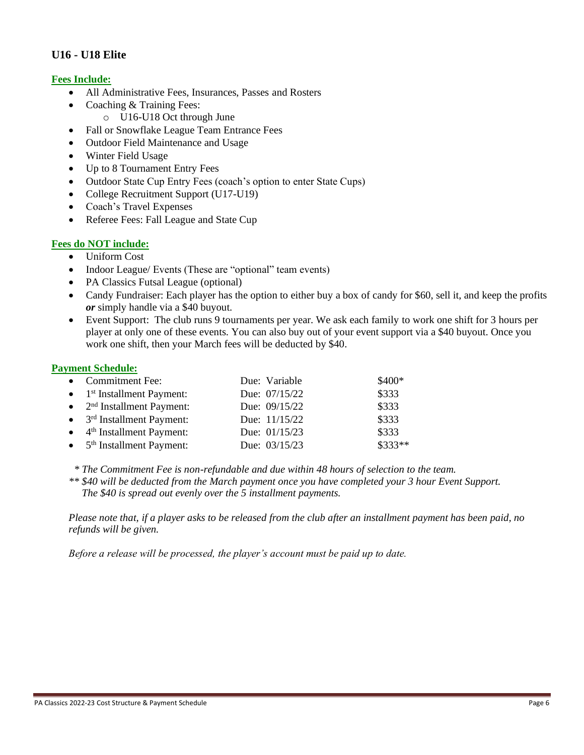## U16 - U18 Elite

### Fees Include:

- All Administrative Fees, Insurances, Passes and Rosters
- Coaching & Training Fees:
  - U16-U18 Oct through June
- Fall or Snowflake League Team Entrance Fees
- Outdoor Field Maintenance and Usage
- Winter Field Usage
- Up to 8 Tournament Entry Fees
- Outdoor State Cup Entry Fees (coach's option to enter State Cups)
- College Recruitment Support (U17-U19)
- Coach's Travel Expenses
- Referee Fees: Fall League and State Cup

### Fees do NOT include:

- Uniform Cost
- Indoor League/ Events (These are "optional" team events)
- PA Classics Futsal League (optional)
- Candy Fundraiser: Each player has the option to either buy a box of candy for $60, sell it, and keep the profits ***or*** simply handle via a $40 buyout.
- Event Support: The club runs 9 tournaments per year. We ask each family to work one shift for 3 hours per player at only one of these events. You can also buy out of your event support via a $40 buyout. Once you work one shift, then your March fees will be deducted by $40.

### Payment Schedule:

| Payment | Due | Amount |
|---|---|---|
| Commitment Fee: | Due: Variable | $400* |
| 1st Installment Payment: | Due: 07/15/22 | $333 |
| 2nd Installment Payment: | Due: 09/15/22 | $333 |
| 3rd Installment Payment: | Due: 11/15/22 | $333 |
| 4th Installment Payment: | Due: 01/15/23 | $333 |
| 5th Installment Payment: | Due: 03/15/23 | $333** |

*\* The Commitment Fee is non-refundable and due within 48 hours of selection to the team.*

*\*\* $40 will be deducted from the March payment once you have completed your 3 hour Event Support. The $40 is spread out evenly over the 5 installment payments.*

*Please note that, if a player asks to be released from the club after an installment payment has been paid, no refunds will be given.*

*Before a release will be processed, the player's account must be paid up to date.*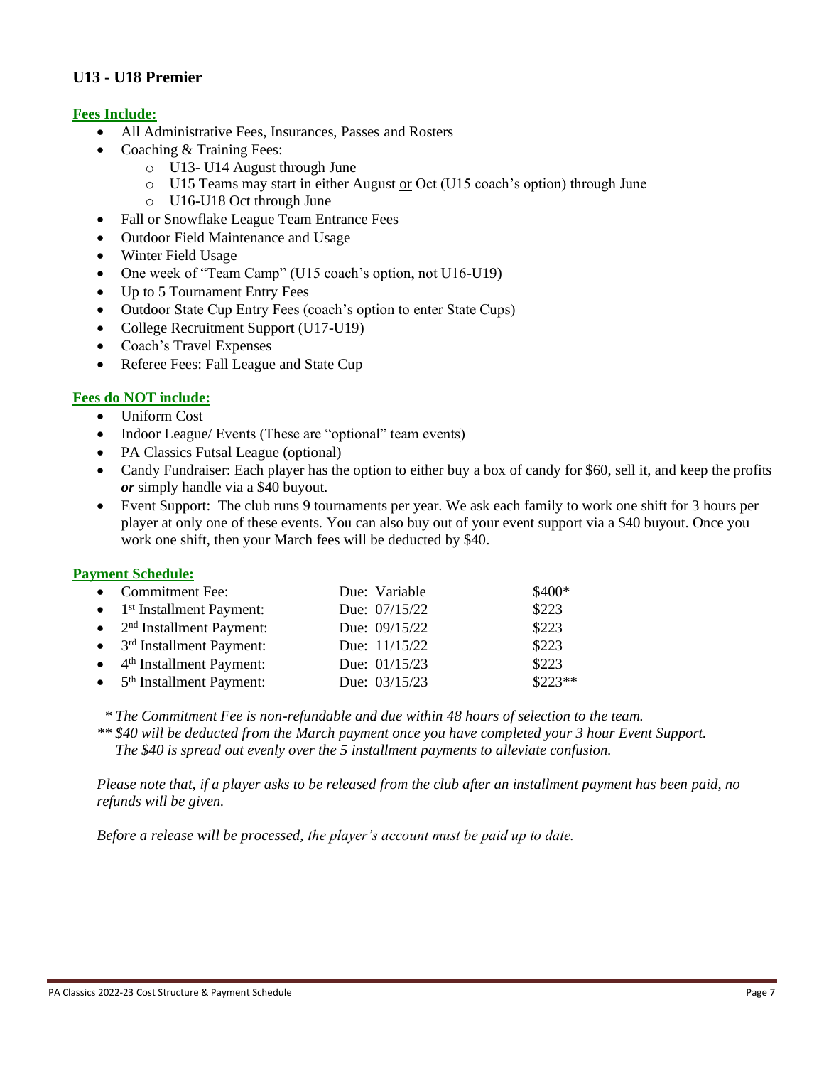## U13 - U18 Premier

**Fees Include:**

- All Administrative Fees, Insurances, Passes and Rosters
- Coaching & Training Fees:
  - U13- U14 August through June
  - U15 Teams may start in either August <u>or</u> Oct (U15 coach's option) through June
  - U16-U18 Oct through June
- Fall or Snowflake League Team Entrance Fees
- Outdoor Field Maintenance and Usage
- Winter Field Usage
- One week of "Team Camp" (U15 coach's option, not U16-U19)
- Up to 5 Tournament Entry Fees
- Outdoor State Cup Entry Fees (coach's option to enter State Cups)
- College Recruitment Support (U17-U19)
- Coach's Travel Expenses
- Referee Fees: Fall League and State Cup

**Fees do NOT include:**

- Uniform Cost
- Indoor League/ Events (These are "optional" team events)
- PA Classics Futsal League (optional)
- Candy Fundraiser: Each player has the option to either buy a box of candy for $60, sell it, and keep the profits ***or*** simply handle via a $40 buyout.
- Event Support: The club runs 9 tournaments per year. We ask each family to work one shift for 3 hours per player at only one of these events. You can also buy out of your event support via a $40 buyout. Once you work one shift, then your March fees will be deducted by $40.

**Payment Schedule:**

| Payment | Due | Amount |
|---|---|---|
| Commitment Fee: | Due: Variable | $400* |
| 1st Installment Payment: | Due: 07/15/22 | $223 |
| 2nd Installment Payment: | Due: 09/15/22 | $223 |
| 3rd Installment Payment: | Due: 11/15/22 | $223 |
| 4th Installment Payment: | Due: 01/15/23 | $223 |
| 5th Installment Payment: | Due: 03/15/23 | $223** |

*\* The Commitment Fee is non-refundable and due within 48 hours of selection to the team.*

*\*\* $40 will be deducted from the March payment once you have completed your 3 hour Event Support. The $40 is spread out evenly over the 5 installment payments to alleviate confusion.*

*Please note that, if a player asks to be released from the club after an installment payment has been paid, no refunds will be given.*

*Before a release will be processed, the player's account must be paid up to date.*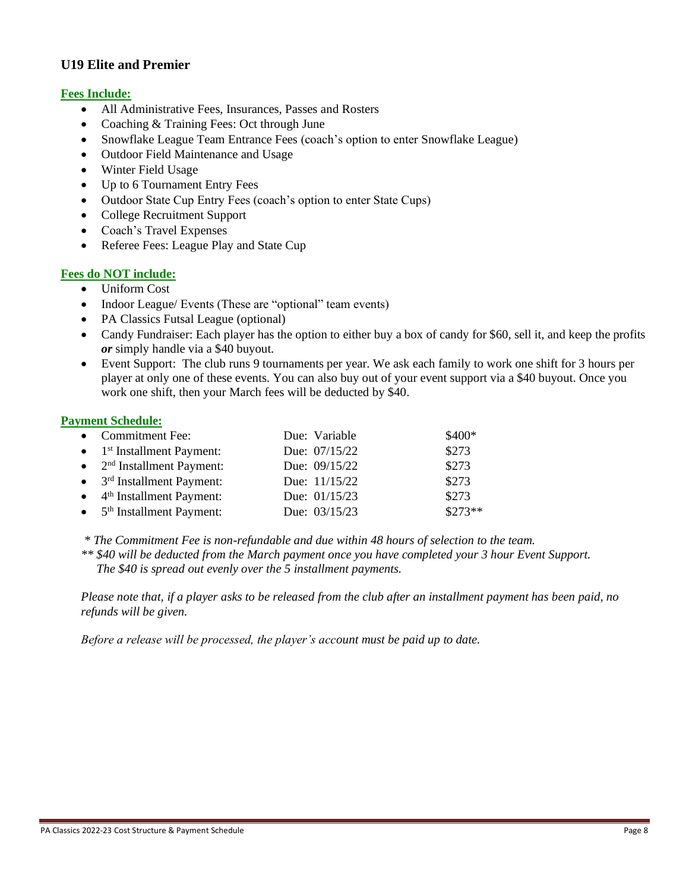## U19 Elite and Premier

**Fees Include:**

- All Administrative Fees, Insurances, Passes and Rosters
- Coaching & Training Fees: Oct through June
- Snowflake League Team Entrance Fees (coach's option to enter Snowflake League)
- Outdoor Field Maintenance and Usage
- Winter Field Usage
- Up to 6 Tournament Entry Fees
- Outdoor State Cup Entry Fees (coach's option to enter State Cups)
- College Recruitment Support
- Coach's Travel Expenses
- Referee Fees: League Play and State Cup

**Fees do NOT include:**

- Uniform Cost
- Indoor League/ Events (These are "optional" team events)
- PA Classics Futsal League (optional)
- Candy Fundraiser: Each player has the option to either buy a box of candy for $60, sell it, and keep the profits ***or*** simply handle via a $40 buyout.
- Event Support: The club runs 9 tournaments per year. We ask each family to work one shift for 3 hours per player at only one of these events. You can also buy out of your event support via a $40 buyout. Once you work one shift, then your March fees will be deducted by $40.

**Payment Schedule:**

| Payment | Due | Amount |
|---|---|---|
| Commitment Fee: | Due: Variable | $400* |
| 1st Installment Payment: | Due: 07/15/22 | $273 |
| 2nd Installment Payment: | Due: 09/15/22 | $273 |
| 3rd Installment Payment: | Due: 11/15/22 | $273 |
| 4th Installment Payment: | Due: 01/15/23 | $273 |
| 5th Installment Payment: | Due: 03/15/23 | $273** |

*\* The Commitment Fee is non-refundable and due within 48 hours of selection to the team.*

*\*\* $40 will be deducted from the March payment once you have completed your 3 hour Event Support. The $40 is spread out evenly over the 5 installment payments.*

*Please note that, if a player asks to be released from the club after an installment payment has been paid, no refunds will be given.*

*Before a release will be processed, the player's account must be paid up to date.*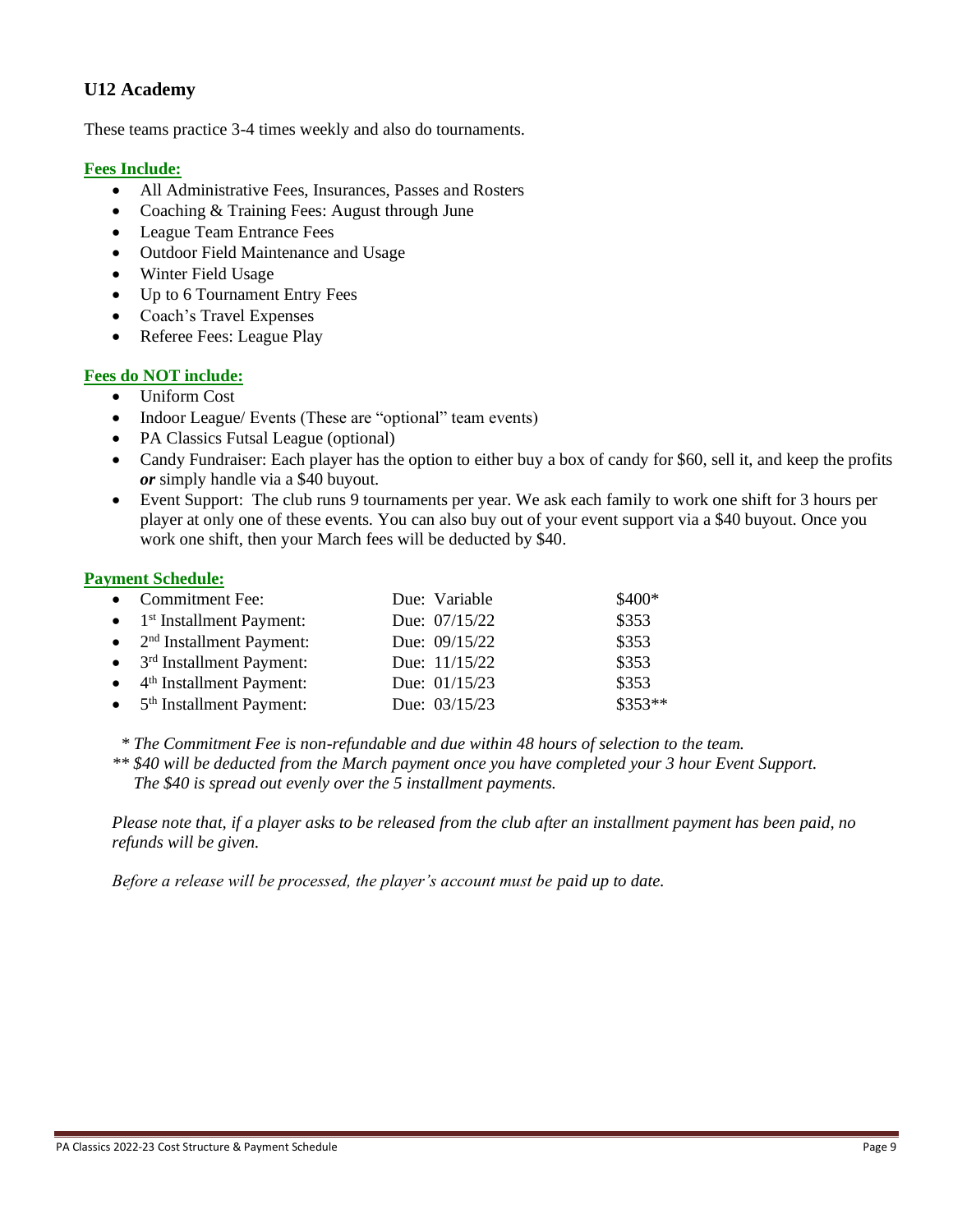## U12 Academy

These teams practice 3-4 times weekly and also do tournaments.

### Fees Include:

- All Administrative Fees, Insurances, Passes and Rosters
- Coaching & Training Fees: August through June
- League Team Entrance Fees
- Outdoor Field Maintenance and Usage
- Winter Field Usage
- Up to 6 Tournament Entry Fees
- Coach's Travel Expenses
- Referee Fees: League Play

### Fees do NOT include:

- Uniform Cost
- Indoor League/ Events (These are "optional" team events)
- PA Classics Futsal League (optional)
- Candy Fundraiser: Each player has the option to either buy a box of candy for $60, sell it, and keep the profits ***or*** simply handle via a $40 buyout.
- Event Support: The club runs 9 tournaments per year. We ask each family to work one shift for 3 hours per player at only one of these events. You can also buy out of your event support via a $40 buyout. Once you work one shift, then your March fees will be deducted by $40.

### Payment Schedule:

| Payment | Due | Amount |
|---|---|---|
| Commitment Fee: | Due: Variable | $400* |
| 1st Installment Payment: | Due: 07/15/22 | $353 |
| 2nd Installment Payment: | Due: 09/15/22 | $353 |
| 3rd Installment Payment: | Due: 11/15/22 | $353 |
| 4th Installment Payment: | Due: 01/15/23 | $353 |
| 5th Installment Payment: | Due: 03/15/23 | $353** |

*\* The Commitment Fee is non-refundable and due within 48 hours of selection to the team.*

*\*\* $40 will be deducted from the March payment once you have completed your 3 hour Event Support. The $40 is spread out evenly over the 5 installment payments.*

*Please note that, if a player asks to be released from the club after an installment payment has been paid, no refunds will be given.*

*Before a release will be processed, the player's account must be paid up to date.*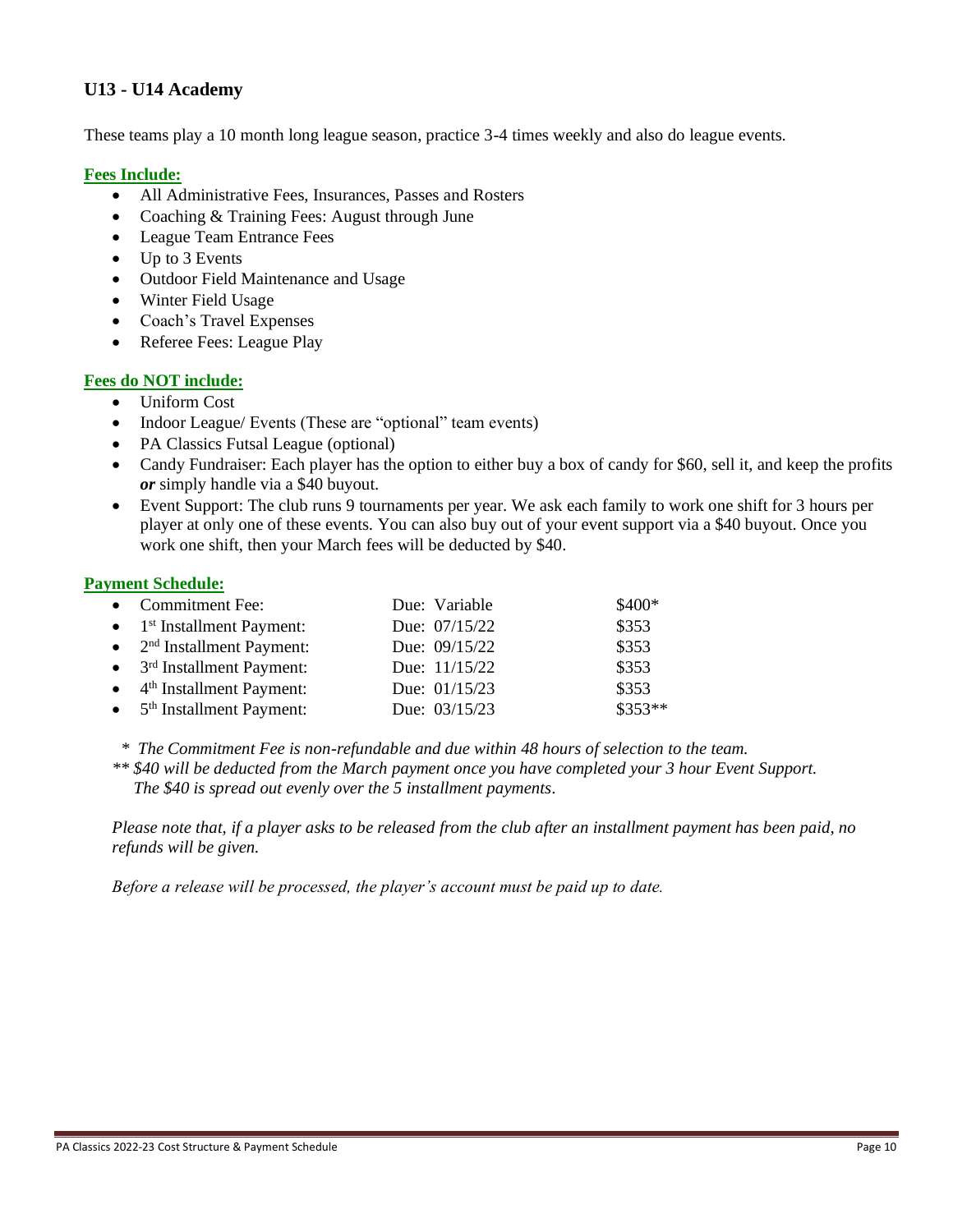## U13 - U14 Academy

These teams play a 10 month long league season, practice 3-4 times weekly and also do league events.

**Fees Include:**

- All Administrative Fees, Insurances, Passes and Rosters
- Coaching & Training Fees: August through June
- League Team Entrance Fees
- Up to 3 Events
- Outdoor Field Maintenance and Usage
- Winter Field Usage
- Coach's Travel Expenses
- Referee Fees: League Play

**Fees do NOT include:**

- Uniform Cost
- Indoor League/ Events (These are "optional" team events)
- PA Classics Futsal League (optional)
- Candy Fundraiser: Each player has the option to either buy a box of candy for $60, sell it, and keep the profits ***or*** simply handle via a $40 buyout.
- Event Support: The club runs 9 tournaments per year. We ask each family to work one shift for 3 hours per player at only one of these events. You can also buy out of your event support via a $40 buyout. Once you work one shift, then your March fees will be deducted by $40.

**Payment Schedule:**

| Payment | Due | Amount |
|---|---|---|
| Commitment Fee: | Due: Variable | $400* |
| 1st Installment Payment: | Due: 07/15/22 | $353 |
| 2nd Installment Payment: | Due: 09/15/22 | $353 |
| 3rd Installment Payment: | Due: 11/15/22 | $353 |
| 4th Installment Payment: | Due: 01/15/23 | $353 |
| 5th Installment Payment: | Due: 03/15/23 | $353** |

*\* The Commitment Fee is non-refundable and due within 48 hours of selection to the team.*

*\*\* $40 will be deducted from the March payment once you have completed your 3 hour Event Support. The $40 is spread out evenly over the 5 installment payments.*

*Please note that, if a player asks to be released from the club after an installment payment has been paid, no refunds will be given.*

*Before a release will be processed, the player's account must be paid up to date.*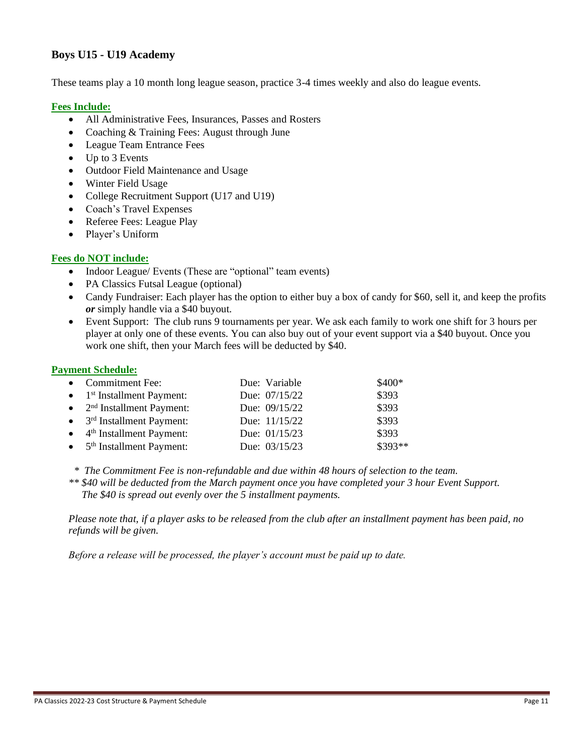## Boys U15 - U19 Academy

These teams play a 10 month long league season, practice 3-4 times weekly and also do league events.

**Fees Include:**

- All Administrative Fees, Insurances, Passes and Rosters
- Coaching & Training Fees: August through June
- League Team Entrance Fees
- Up to 3 Events
- Outdoor Field Maintenance and Usage
- Winter Field Usage
- College Recruitment Support (U17 and U19)
- Coach's Travel Expenses
- Referee Fees: League Play
- Player's Uniform

**Fees do NOT include:**

- Indoor League/ Events (These are "optional" team events)
- PA Classics Futsal League (optional)
- Candy Fundraiser: Each player has the option to either buy a box of candy for $60, sell it, and keep the profits ***or*** simply handle via a $40 buyout.
- Event Support: The club runs 9 tournaments per year. We ask each family to work one shift for 3 hours per player at only one of these events. You can also buy out of your event support via a $40 buyout. Once you work one shift, then your March fees will be deducted by $40.

**Payment Schedule:**

| Payment | Due | Amount |
|---|---|---|
| Commitment Fee: | Due: Variable | $400* |
| 1st Installment Payment: | Due: 07/15/22 | $393 |
| 2nd Installment Payment: | Due: 09/15/22 | $393 |
| 3rd Installment Payment: | Due: 11/15/22 | $393 |
| 4th Installment Payment: | Due: 01/15/23 | $393 |
| 5th Installment Payment: | Due: 03/15/23 | $393** |

*\* The Commitment Fee is non-refundable and due within 48 hours of selection to the team.*
*\*\* $40 will be deducted from the March payment once you have completed your 3 hour Event Support. The $40 is spread out evenly over the 5 installment payments.*

*Please note that, if a player asks to be released from the club after an installment payment has been paid, no refunds will be given.*

*Before a release will be processed, the player's account must be paid up to date.*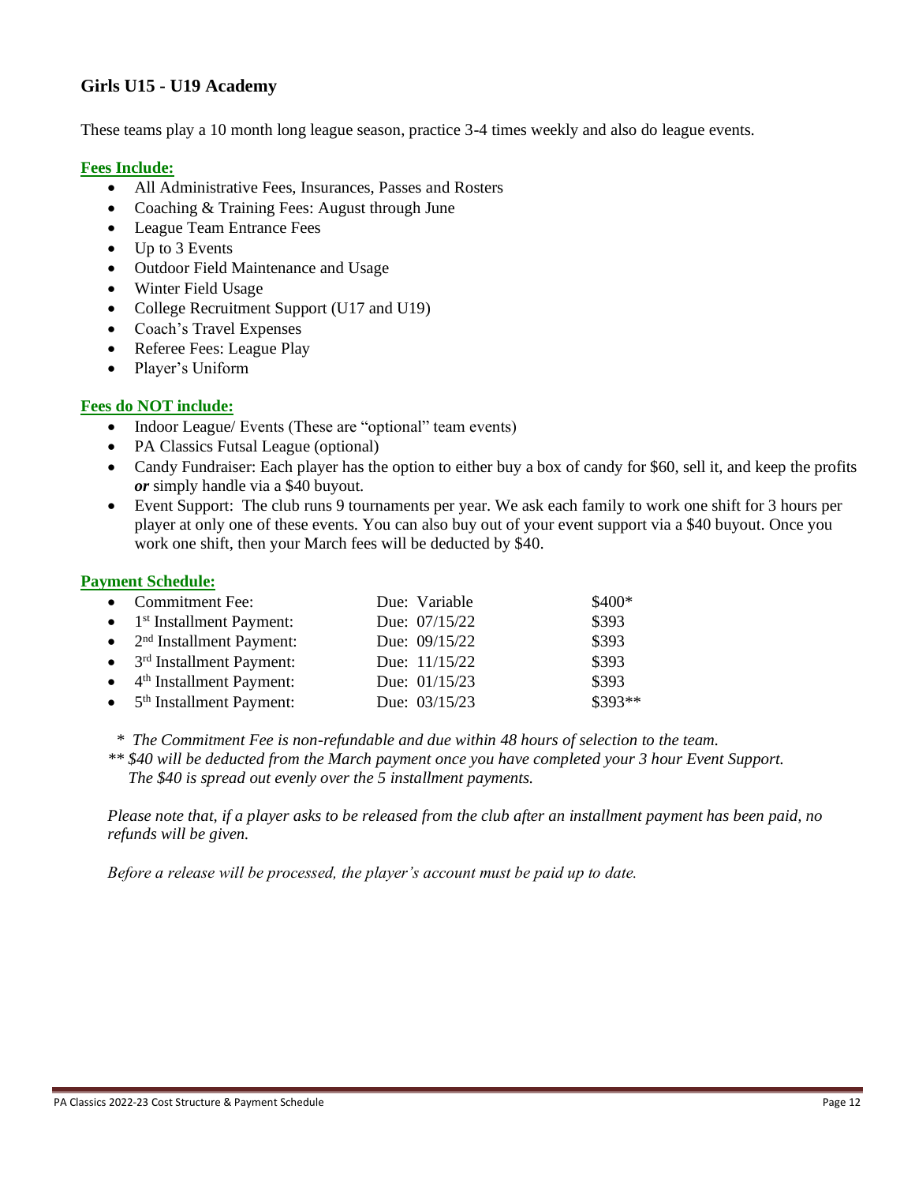## Girls U15 - U19 Academy

These teams play a 10 month long league season, practice 3-4 times weekly and also do league events.

**Fees Include:**

- All Administrative Fees, Insurances, Passes and Rosters
- Coaching & Training Fees: August through June
- League Team Entrance Fees
- Up to 3 Events
- Outdoor Field Maintenance and Usage
- Winter Field Usage
- College Recruitment Support (U17 and U19)
- Coach's Travel Expenses
- Referee Fees: League Play
- Player's Uniform

**Fees do NOT include:**

- Indoor League/ Events (These are "optional" team events)
- PA Classics Futsal League (optional)
- Candy Fundraiser: Each player has the option to either buy a box of candy for $60, sell it, and keep the profits ***or*** simply handle via a $40 buyout.
- Event Support: The club runs 9 tournaments per year. We ask each family to work one shift for 3 hours per player at only one of these events. You can also buy out of your event support via a $40 buyout. Once you work one shift, then your March fees will be deducted by $40.

**Payment Schedule:**

| | | |
|---|---|---|
| Commitment Fee: | Due: Variable | $400* |
| 1st Installment Payment: | Due: 07/15/22 | $393 |
| 2nd Installment Payment: | Due: 09/15/22 | $393 |
| 3rd Installment Payment: | Due: 11/15/22 | $393 |
| 4th Installment Payment: | Due: 01/15/23 | $393 |
| 5th Installment Payment: | Due: 03/15/23 | $393** |

*\* The Commitment Fee is non-refundable and due within 48 hours of selection to the team.*
*\*\* $40 will be deducted from the March payment once you have completed your 3 hour Event Support. The $40 is spread out evenly over the 5 installment payments.*

*Please note that, if a player asks to be released from the club after an installment payment has been paid, no refunds will be given.*

*Before a release will be processed, the player's account must be paid up to date.*